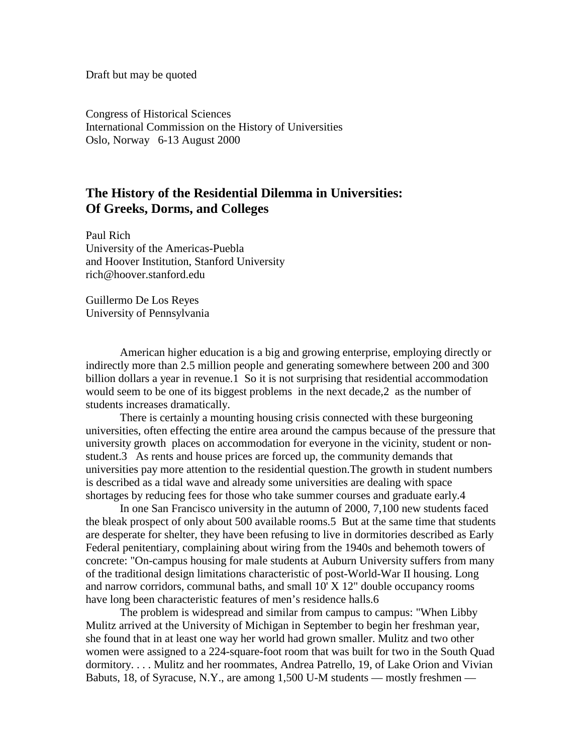Draft but may be quoted

Congress of Historical Sciences
International Commission on the History of Universities
Oslo, Norway 6-13 August 2000

## The History of the Residential Dilemma in Universities: Of Greeks, Dorms, and Colleges

Paul Rich
University of the Americas-Puebla
and Hoover Institution, Stanford University
rich@hoover.stanford.edu

Guillermo De Los Reyes
University of Pennsylvania

American higher education is a big and growing enterprise, employing directly or indirectly more than 2.5 million people and generating somewhere between 200 and 300 billion dollars a year in revenue.1 So it is not surprising that residential accommodation would seem to be one of its biggest problems in the next decade,2 as the number of students increases dramatically.

There is certainly a mounting housing crisis connected with these burgeoning universities, often effecting the entire area around the campus because of the pressure that university growth places on accommodation for everyone in the vicinity, student or non-student.3 As rents and house prices are forced up, the community demands that universities pay more attention to the residential question.The growth in student numbers is described as a tidal wave and already some universities are dealing with space shortages by reducing fees for those who take summer courses and graduate early.4

In one San Francisco university in the autumn of 2000, 7,100 new students faced the bleak prospect of only about 500 available rooms.5 But at the same time that students are desperate for shelter, they have been refusing to live in dormitories described as Early Federal penitentiary, complaining about wiring from the 1940s and behemoth towers of concrete: "On-campus housing for male students at Auburn University suffers from many of the traditional design limitations characteristic of post-World-War II housing. Long and narrow corridors, communal baths, and small 10' X 12" double occupancy rooms have long been characteristic features of men's residence halls.6

The problem is widespread and similar from campus to campus: "When Libby Mulitz arrived at the University of Michigan in September to begin her freshman year, she found that in at least one way her world had grown smaller. Mulitz and two other women were assigned to a 224-square-foot room that was built for two in the South Quad dormitory. . . . Mulitz and her roommates, Andrea Patrello, 19, of Lake Orion and Vivian Babuts, 18, of Syracuse, N.Y., are among 1,500 U-M students — mostly freshmen —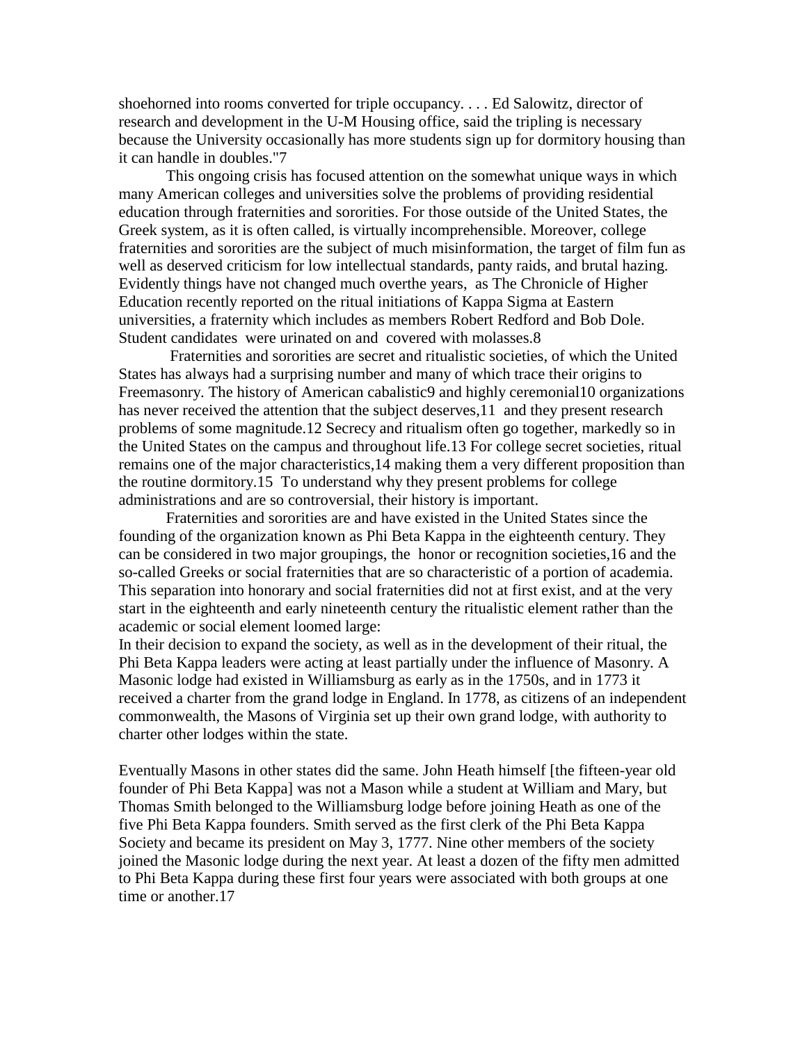shoehorned into rooms converted for triple occupancy. . . . Ed Salowitz, director of research and development in the U-M Housing office, said the tripling is necessary because the University occasionally has more students sign up for dormitory housing than it can handle in doubles."[7]

This ongoing crisis has focused attention on the somewhat unique ways in which many American colleges and universities solve the problems of providing residential education through fraternities and sororities. For those outside of the United States, the Greek system, as it is often called, is virtually incomprehensible. Moreover, college fraternities and sororities are the subject of much misinformation, the target of film fun as well as deserved criticism for low intellectual standards, panty raids, and brutal hazing. Evidently things have not changed much overthe years, as The Chronicle of Higher Education recently reported on the ritual initiations of Kappa Sigma at Eastern universities, a fraternity which includes as members Robert Redford and Bob Dole. Student candidates were urinated on and covered with molasses.[8]

Fraternities and sororities are secret and ritualistic societies, of which the United States has always had a surprising number and many of which trace their origins to Freemasonry. The history of American cabalistic[9] and highly ceremonial[10] organizations has never received the attention that the subject deserves,[11] and they present research problems of some magnitude.[12] Secrecy and ritualism often go together, markedly so in the United States on the campus and throughout life.[13] For college secret societies, ritual remains one of the major characteristics,[14] making them a very different proposition than the routine dormitory.[15] To understand why they present problems for college administrations and are so controversial, their history is important.

Fraternities and sororities are and have existed in the United States since the founding of the organization known as Phi Beta Kappa in the eighteenth century. They can be considered in two major groupings, the honor or recognition societies,[16] and the so-called Greeks or social fraternities that are so characteristic of a portion of academia. This separation into honorary and social fraternities did not at first exist, and at the very start in the eighteenth and early nineteenth century the ritualistic element rather than the academic or social element loomed large:

In their decision to expand the society, as well as in the development of their ritual, the Phi Beta Kappa leaders were acting at least partially under the influence of Masonry. A Masonic lodge had existed in Williamsburg as early as in the 1750s, and in 1773 it received a charter from the grand lodge in England. In 1778, as citizens of an independent commonwealth, the Masons of Virginia set up their own grand lodge, with authority to charter other lodges within the state.

Eventually Masons in other states did the same. John Heath himself [the fifteen-year old founder of Phi Beta Kappa] was not a Mason while a student at William and Mary, but Thomas Smith belonged to the Williamsburg lodge before joining Heath as one of the five Phi Beta Kappa founders. Smith served as the first clerk of the Phi Beta Kappa Society and became its president on May 3, 1777. Nine other members of the society joined the Masonic lodge during the next year. At least a dozen of the fifty men admitted to Phi Beta Kappa during these first four years were associated with both groups at one time or another.[17]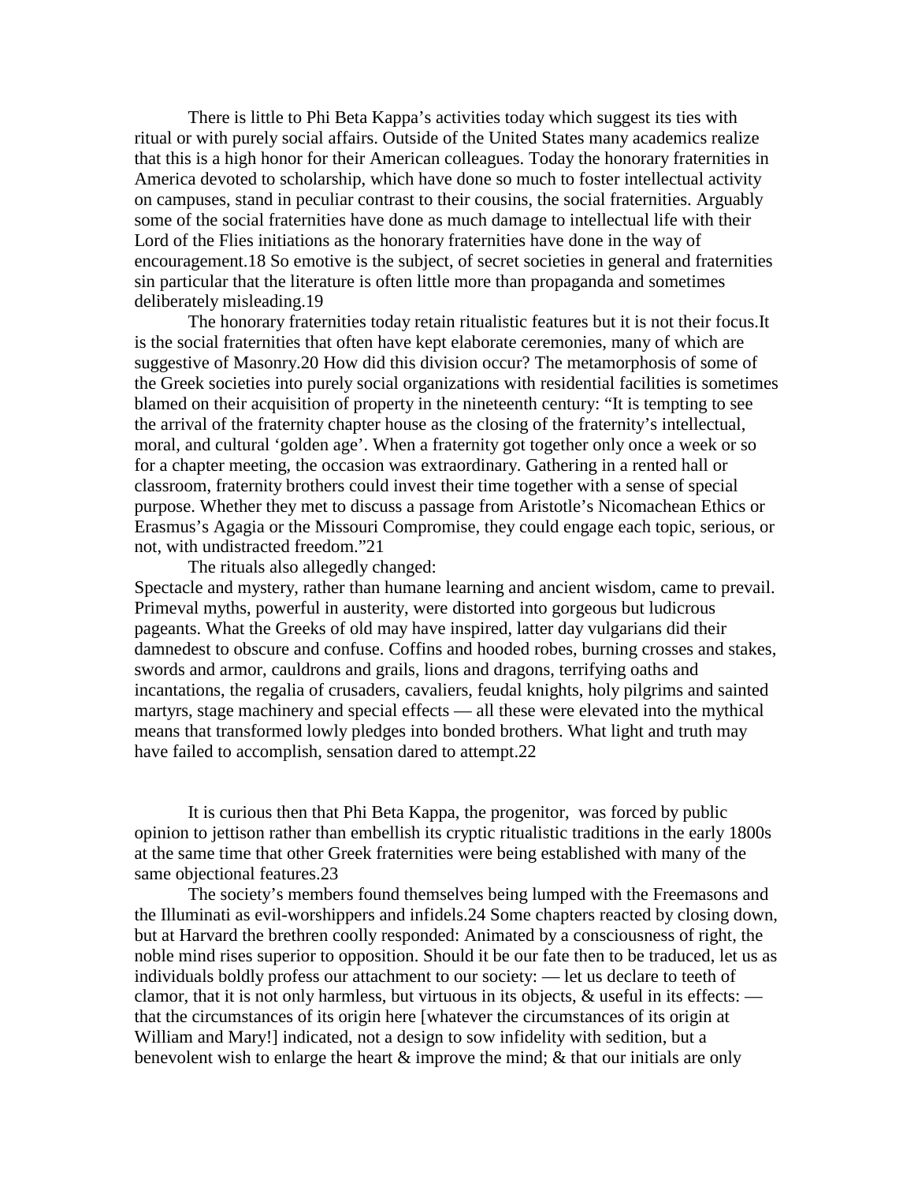There is little to Phi Beta Kappa's activities today which suggest its ties with ritual or with purely social affairs. Outside of the United States many academics realize that this is a high honor for their American colleagues. Today the honorary fraternities in America devoted to scholarship, which have done so much to foster intellectual activity on campuses, stand in peculiar contrast to their cousins, the social fraternities. Arguably some of the social fraternities have done as much damage to intellectual life with their Lord of the Flies initiations as the honorary fraternities have done in the way of encouragement.[18] So emotive is the subject, of secret societies in general and fraternities sin particular that the literature is often little more than propaganda and sometimes deliberately misleading.[19]

The honorary fraternities today retain ritualistic features but it is not their focus.It is the social fraternities that often have kept elaborate ceremonies, many of which are suggestive of Masonry.[20] How did this division occur? The metamorphosis of some of the Greek societies into purely social organizations with residential facilities is sometimes blamed on their acquisition of property in the nineteenth century: "It is tempting to see the arrival of the fraternity chapter house as the closing of the fraternity's intellectual, moral, and cultural 'golden age'. When a fraternity got together only once a week or so for a chapter meeting, the occasion was extraordinary. Gathering in a rented hall or classroom, fraternity brothers could invest their time together with a sense of special purpose. Whether they met to discuss a passage from Aristotle's Nicomachean Ethics or Erasmus's Agagia or the Missouri Compromise, they could engage each topic, serious, or not, with undistracted freedom."[21]

The rituals also allegedly changed:

Spectacle and mystery, rather than humane learning and ancient wisdom, came to prevail. Primeval myths, powerful in austerity, were distorted into gorgeous but ludicrous pageants. What the Greeks of old may have inspired, latter day vulgarians did their damnedest to obscure and confuse. Coffins and hooded robes, burning crosses and stakes, swords and armor, cauldrons and grails, lions and dragons, terrifying oaths and incantations, the regalia of crusaders, cavaliers, feudal knights, holy pilgrims and sainted martyrs, stage machinery and special effects — all these were elevated into the mythical means that transformed lowly pledges into bonded brothers. What light and truth may have failed to accomplish, sensation dared to attempt.[22]

It is curious then that Phi Beta Kappa, the progenitor, was forced by public opinion to jettison rather than embellish its cryptic ritualistic traditions in the early 1800s at the same time that other Greek fraternities were being established with many of the same objectional features.[23]

The society's members found themselves being lumped with the Freemasons and the Illuminati as evil-worshippers and infidels.[24] Some chapters reacted by closing down, but at Harvard the brethren coolly responded: Animated by a consciousness of right, the noble mind rises superior to opposition. Should it be our fate then to be traduced, let us as individuals boldly profess our attachment to our society: — let us declare to teeth of clamor, that it is not only harmless, but virtuous in its objects, & useful in its effects: — that the circumstances of its origin here [whatever the circumstances of its origin at William and Mary!] indicated, not a design to sow infidelity with sedition, but a benevolent wish to enlarge the heart & improve the mind; & that our initials are only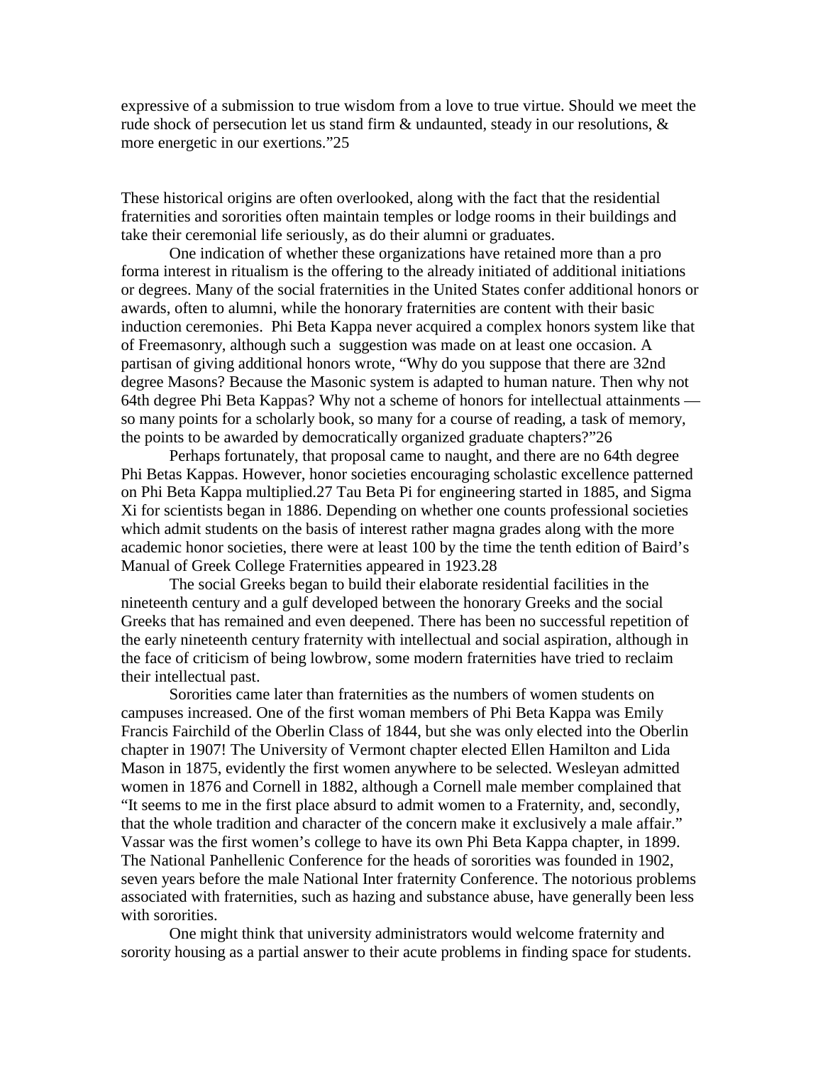expressive of a submission to true wisdom from a love to true virtue. Should we meet the rude shock of persecution let us stand firm & undaunted, steady in our resolutions, & more energetic in our exertions."25

These historical origins are often overlooked, along with the fact that the residential fraternities and sororities often maintain temples or lodge rooms in their buildings and take their ceremonial life seriously, as do their alumni or graduates.

One indication of whether these organizations have retained more than a pro forma interest in ritualism is the offering to the already initiated of additional initiations or degrees. Many of the social fraternities in the United States confer additional honors or awards, often to alumni, while the honorary fraternities are content with their basic induction ceremonies. Phi Beta Kappa never acquired a complex honors system like that of Freemasonry, although such a suggestion was made on at least one occasion. A partisan of giving additional honors wrote, "Why do you suppose that there are 32nd degree Masons? Because the Masonic system is adapted to human nature. Then why not 64th degree Phi Beta Kappas? Why not a scheme of honors for intellectual attainments — so many points for a scholarly book, so many for a course of reading, a task of memory, the points to be awarded by democratically organized graduate chapters?"26

Perhaps fortunately, that proposal came to naught, and there are no 64th degree Phi Betas Kappas. However, honor societies encouraging scholastic excellence patterned on Phi Beta Kappa multiplied.27 Tau Beta Pi for engineering started in 1885, and Sigma Xi for scientists began in 1886. Depending on whether one counts professional societies which admit students on the basis of interest rather magna grades along with the more academic honor societies, there were at least 100 by the time the tenth edition of Baird's Manual of Greek College Fraternities appeared in 1923.28

The social Greeks began to build their elaborate residential facilities in the nineteenth century and a gulf developed between the honorary Greeks and the social Greeks that has remained and even deepened. There has been no successful repetition of the early nineteenth century fraternity with intellectual and social aspiration, although in the face of criticism of being lowbrow, some modern fraternities have tried to reclaim their intellectual past.

Sororities came later than fraternities as the numbers of women students on campuses increased. One of the first woman members of Phi Beta Kappa was Emily Francis Fairchild of the Oberlin Class of 1844, but she was only elected into the Oberlin chapter in 1907! The University of Vermont chapter elected Ellen Hamilton and Lida Mason in 1875, evidently the first women anywhere to be selected. Wesleyan admitted women in 1876 and Cornell in 1882, although a Cornell male member complained that "It seems to me in the first place absurd to admit women to a Fraternity, and, secondly, that the whole tradition and character of the concern make it exclusively a male affair." Vassar was the first women's college to have its own Phi Beta Kappa chapter, in 1899. The National Panhellenic Conference for the heads of sororities was founded in 1902, seven years before the male National Inter fraternity Conference. The notorious problems associated with fraternities, such as hazing and substance abuse, have generally been less with sororities.

One might think that university administrators would welcome fraternity and sorority housing as a partial answer to their acute problems in finding space for students.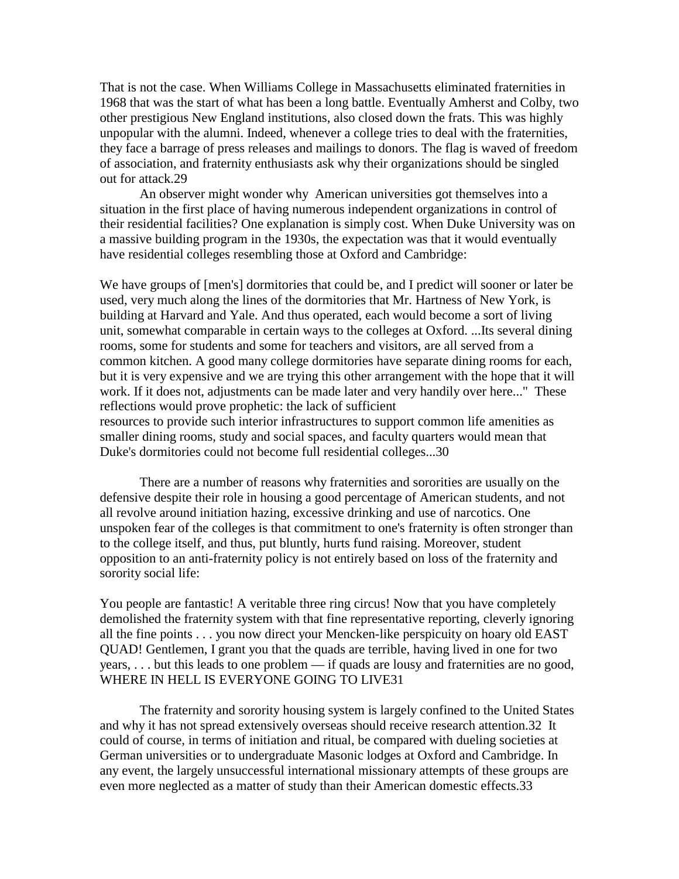That is not the case. When Williams College in Massachusetts eliminated fraternities in 1968 that was the start of what has been a long battle. Eventually Amherst and Colby, two other prestigious New England institutions, also closed down the frats. This was highly unpopular with the alumni. Indeed, whenever a college tries to deal with the fraternities, they face a barrage of press releases and mailings to donors. The flag is waved of freedom of association, and fraternity enthusiasts ask why their organizations should be singled out for attack.29

An observer might wonder why American universities got themselves into a situation in the first place of having numerous independent organizations in control of their residential facilities? One explanation is simply cost. When Duke University was on a massive building program in the 1930s, the expectation was that it would eventually have residential colleges resembling those at Oxford and Cambridge:

We have groups of [men's] dormitories that could be, and I predict will sooner or later be used, very much along the lines of the dormitories that Mr. Hartness of New York, is building at Harvard and Yale. And thus operated, each would become a sort of living unit, somewhat comparable in certain ways to the colleges at Oxford. ...Its several dining rooms, some for students and some for teachers and visitors, are all served from a common kitchen. A good many college dormitories have separate dining rooms for each, but it is very expensive and we are trying this other arrangement with the hope that it will work. If it does not, adjustments can be made later and very handily over here..." These reflections would prove prophetic: the lack of sufficient resources to provide such interior infrastructures to support common life amenities as smaller dining rooms, study and social spaces, and faculty quarters would mean that Duke's dormitories could not become full residential colleges...30

There are a number of reasons why fraternities and sororities are usually on the defensive despite their role in housing a good percentage of American students, and not all revolve around initiation hazing, excessive drinking and use of narcotics. One unspoken fear of the colleges is that commitment to one's fraternity is often stronger than to the college itself, and thus, put bluntly, hurts fund raising. Moreover, student opposition to an anti-fraternity policy is not entirely based on loss of the fraternity and sorority social life:

You people are fantastic! A veritable three ring circus! Now that you have completely demolished the fraternity system with that fine representative reporting, cleverly ignoring all the fine points . . . you now direct your Mencken-like perspicuity on hoary old EAST QUAD! Gentlemen, I grant you that the quads are terrible, having lived in one for two years, . . . but this leads to one problem — if quads are lousy and fraternities are no good, WHERE IN HELL IS EVERYONE GOING TO LIVE31

The fraternity and sorority housing system is largely confined to the United States and why it has not spread extensively overseas should receive research attention.32 It could of course, in terms of initiation and ritual, be compared with dueling societies at German universities or to undergraduate Masonic lodges at Oxford and Cambridge. In any event, the largely unsuccessful international missionary attempts of these groups are even more neglected as a matter of study than their American domestic effects.33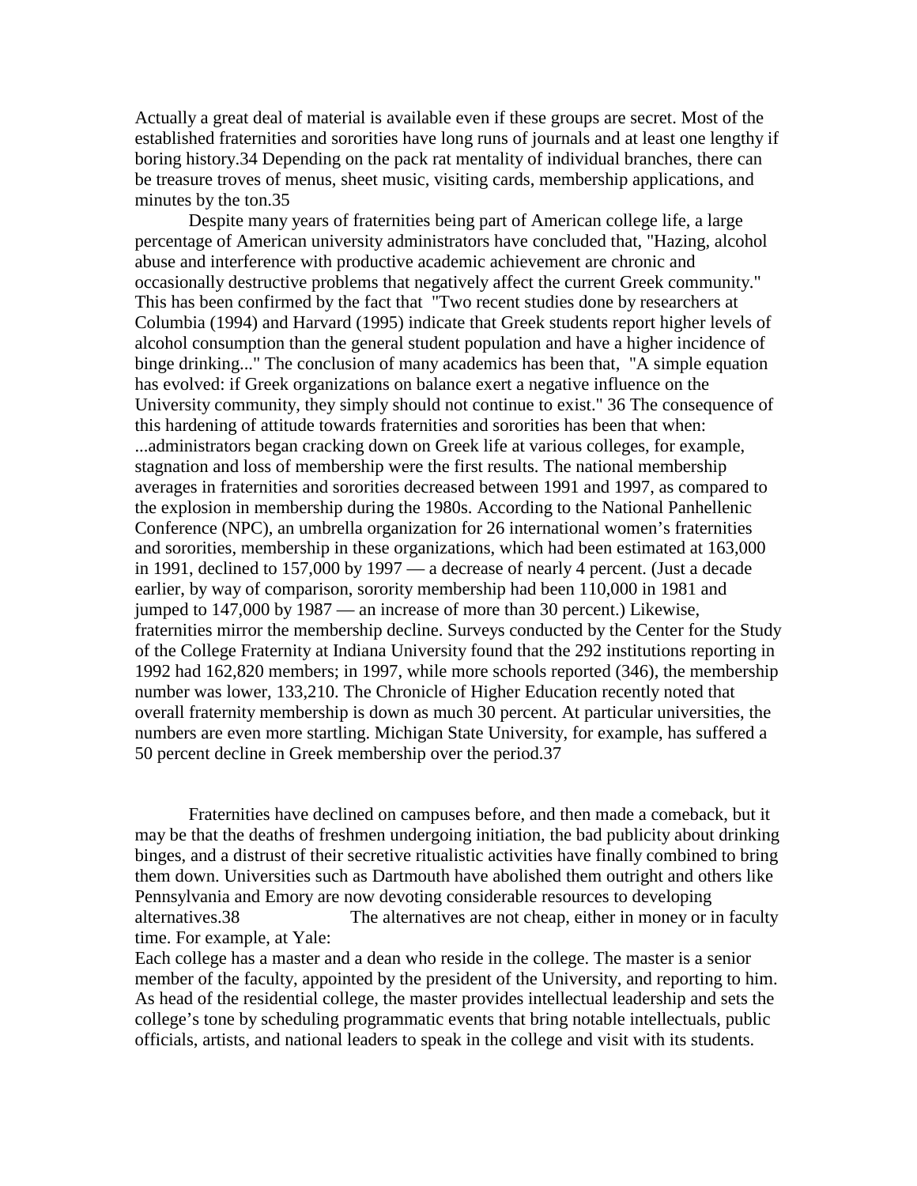Actually a great deal of material is available even if these groups are secret. Most of the established fraternities and sororities have long runs of journals and at least one lengthy if boring history.34 Depending on the pack rat mentality of individual branches, there can be treasure troves of menus, sheet music, visiting cards, membership applications, and minutes by the ton.35

Despite many years of fraternities being part of American college life, a large percentage of American university administrators have concluded that, "Hazing, alcohol abuse and interference with productive academic achievement are chronic and occasionally destructive problems that negatively affect the current Greek community." This has been confirmed by the fact that "Two recent studies done by researchers at Columbia (1994) and Harvard (1995) indicate that Greek students report higher levels of alcohol consumption than the general student population and have a higher incidence of binge drinking..." The conclusion of many academics has been that, "A simple equation has evolved: if Greek organizations on balance exert a negative influence on the University community, they simply should not continue to exist." 36 The consequence of this hardening of attitude towards fraternities and sororities has been that when:

...administrators began cracking down on Greek life at various colleges, for example, stagnation and loss of membership were the first results. The national membership averages in fraternities and sororities decreased between 1991 and 1997, as compared to the explosion in membership during the 1980s. According to the National Panhellenic Conference (NPC), an umbrella organization for 26 international women's fraternities and sororities, membership in these organizations, which had been estimated at 163,000 in 1991, declined to 157,000 by 1997 — a decrease of nearly 4 percent. (Just a decade earlier, by way of comparison, sorority membership had been 110,000 in 1981 and jumped to 147,000 by 1987 — an increase of more than 30 percent.) Likewise, fraternities mirror the membership decline. Surveys conducted by the Center for the Study of the College Fraternity at Indiana University found that the 292 institutions reporting in 1992 had 162,820 members; in 1997, while more schools reported (346), the membership number was lower, 133,210. The Chronicle of Higher Education recently noted that overall fraternity membership is down as much 30 percent. At particular universities, the numbers are even more startling. Michigan State University, for example, has suffered a 50 percent decline in Greek membership over the period.37

Fraternities have declined on campuses before, and then made a comeback, but it may be that the deaths of freshmen undergoing initiation, the bad publicity about drinking binges, and a distrust of their secretive ritualistic activities have finally combined to bring them down. Universities such as Dartmouth have abolished them outright and others like Pennsylvania and Emory are now devoting considerable resources to developing alternatives.38 The alternatives are not cheap, either in money or in faculty time. For example, at Yale:

Each college has a master and a dean who reside in the college. The master is a senior member of the faculty, appointed by the president of the University, and reporting to him. As head of the residential college, the master provides intellectual leadership and sets the college's tone by scheduling programmatic events that bring notable intellectuals, public officials, artists, and national leaders to speak in the college and visit with its students.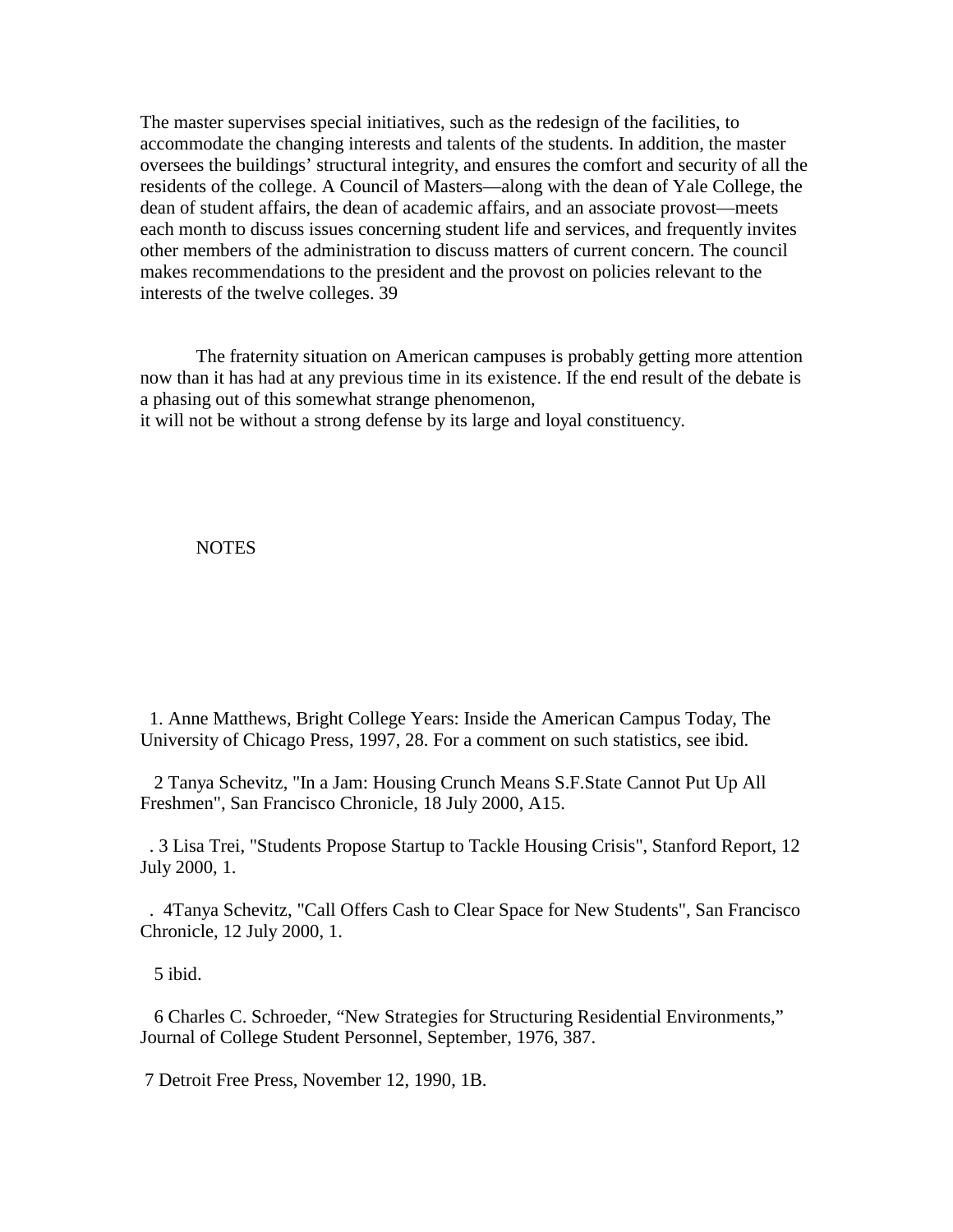The master supervises special initiatives, such as the redesign of the facilities, to accommodate the changing interests and talents of the students. In addition, the master oversees the buildings' structural integrity, and ensures the comfort and security of all the residents of the college. A Council of Masters—along with the dean of Yale College, the dean of student affairs, the dean of academic affairs, and an associate provost—meets each month to discuss issues concerning student life and services, and frequently invites other members of the administration to discuss matters of current concern. The council makes recommendations to the president and the provost on policies relevant to the interests of the twelve colleges. 39

The fraternity situation on American campuses is probably getting more attention now than it has had at any previous time in its existence. If the end result of the debate is a phasing out of this somewhat strange phenomenon,
it will not be without a strong defense by its large and loyal constituency.

NOTES

1. Anne Matthews, Bright College Years: Inside the American Campus Today, The University of Chicago Press, 1997, 28. For a comment on such statistics, see ibid.

2 Tanya Schevitz, "In a Jam: Housing Crunch Means S.F.State Cannot Put Up All Freshmen", San Francisco Chronicle, 18 July 2000, A15.

. 3 Lisa Trei, "Students Propose Startup to Tackle Housing Crisis", Stanford Report, 12 July 2000, 1.

. 4Tanya Schevitz, "Call Offers Cash to Clear Space for New Students", San Francisco Chronicle, 12 July 2000, 1.

5 ibid.

6 Charles C. Schroeder, "New Strategies for Structuring Residential Environments," Journal of College Student Personnel, September, 1976, 387.

7 Detroit Free Press, November 12, 1990, 1B.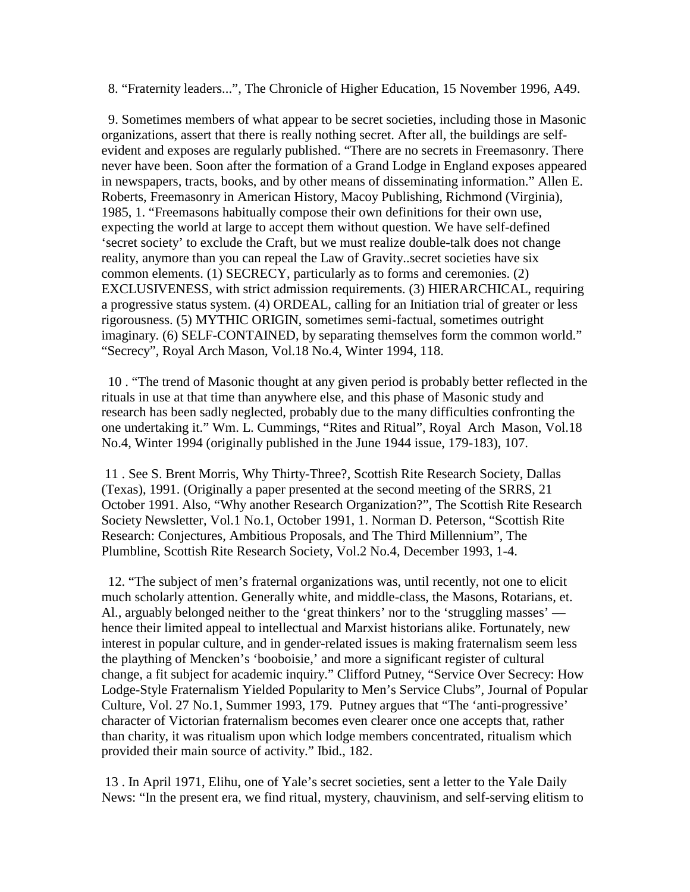8. "Fraternity leaders...", The Chronicle of Higher Education, 15 November 1996, A49.

9. Sometimes members of what appear to be secret societies, including those in Masonic organizations, assert that there is really nothing secret. After all, the buildings are self-evident and exposes are regularly published. "There are no secrets in Freemasonry. There never have been. Soon after the formation of a Grand Lodge in England exposes appeared in newspapers, tracts, books, and by other means of disseminating information." Allen E. Roberts, Freemasonry in American History, Macoy Publishing, Richmond (Virginia), 1985, 1. "Freemasons habitually compose their own definitions for their own use, expecting the world at large to accept them without question. We have self-defined 'secret society' to exclude the Craft, but we must realize double-talk does not change reality, anymore than you can repeal the Law of Gravity..secret societies have six common elements. (1) SECRECY, particularly as to forms and ceremonies. (2) EXCLUSIVENESS, with strict admission requirements. (3) HIERARCHICAL, requiring a progressive status system. (4) ORDEAL, calling for an Initiation trial of greater or less rigorousness. (5) MYTHIC ORIGIN, sometimes semi-factual, sometimes outright imaginary. (6) SELF-CONTAINED, by separating themselves form the common world." "Secrecy", Royal Arch Mason, Vol.18 No.4, Winter 1994, 118.

10 . "The trend of Masonic thought at any given period is probably better reflected in the rituals in use at that time than anywhere else, and this phase of Masonic study and research has been sadly neglected, probably due to the many difficulties confronting the one undertaking it." Wm. L. Cummings, "Rites and Ritual", Royal Arch Mason, Vol.18 No.4, Winter 1994 (originally published in the June 1944 issue, 179-183), 107.

11 . See S. Brent Morris, Why Thirty-Three?, Scottish Rite Research Society, Dallas (Texas), 1991. (Originally a paper presented at the second meeting of the SRRS, 21 October 1991. Also, "Why another Research Organization?", The Scottish Rite Research Society Newsletter, Vol.1 No.1, October 1991, 1. Norman D. Peterson, "Scottish Rite Research: Conjectures, Ambitious Proposals, and The Third Millennium", The Plumbline, Scottish Rite Research Society, Vol.2 No.4, December 1993, 1-4.

12. "The subject of men's fraternal organizations was, until recently, not one to elicit much scholarly attention. Generally white, and middle-class, the Masons, Rotarians, et. Al., arguably belonged neither to the 'great thinkers' nor to the 'struggling masses' — hence their limited appeal to intellectual and Marxist historians alike. Fortunately, new interest in popular culture, and in gender-related issues is making fraternalism seem less the plaything of Mencken's 'booboisie,' and more a significant register of cultural change, a fit subject for academic inquiry." Clifford Putney, "Service Over Secrecy: How Lodge-Style Fraternalism Yielded Popularity to Men's Service Clubs", Journal of Popular Culture, Vol. 27 No.1, Summer 1993, 179. Putney argues that "The 'anti-progressive' character of Victorian fraternalism becomes even clearer once one accepts that, rather than charity, it was ritualism upon which lodge members concentrated, ritualism which provided their main source of activity." Ibid., 182.

13 . In April 1971, Elihu, one of Yale's secret societies, sent a letter to the Yale Daily News: "In the present era, we find ritual, mystery, chauvinism, and self-serving elitism to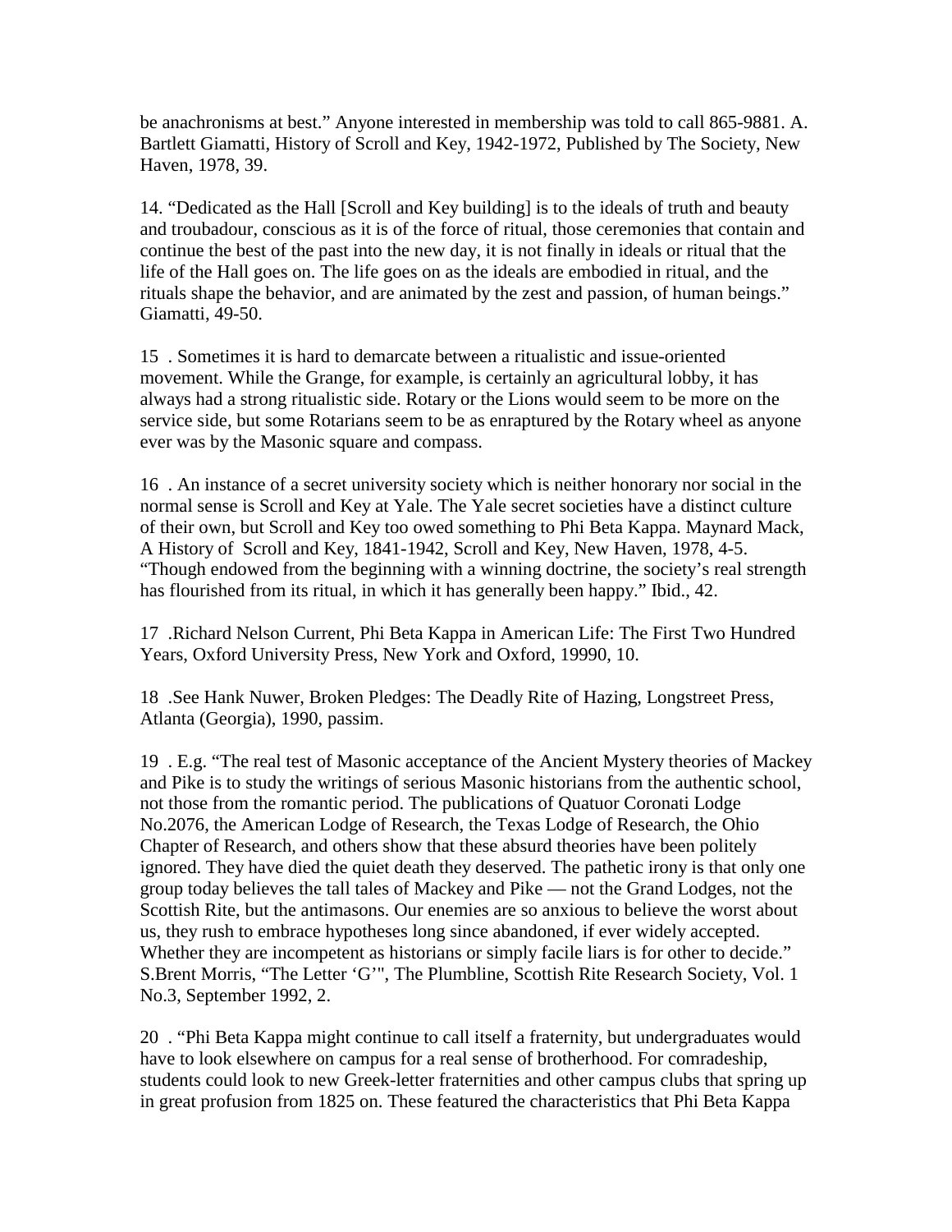be anachronisms at best." Anyone interested in membership was told to call 865-9881. A. Bartlett Giamatti, History of Scroll and Key, 1942-1972, Published by The Society, New Haven, 1978, 39.

14. "Dedicated as the Hall [Scroll and Key building] is to the ideals of truth and beauty and troubadour, conscious as it is of the force of ritual, those ceremonies that contain and continue the best of the past into the new day, it is not finally in ideals or ritual that the life of the Hall goes on. The life goes on as the ideals are embodied in ritual, and the rituals shape the behavior, and are animated by the zest and passion, of human beings." Giamatti, 49-50.

15 . Sometimes it is hard to demarcate between a ritualistic and issue-oriented movement. While the Grange, for example, is certainly an agricultural lobby, it has always had a strong ritualistic side. Rotary or the Lions would seem to be more on the service side, but some Rotarians seem to be as enraptured by the Rotary wheel as anyone ever was by the Masonic square and compass.

16 . An instance of a secret university society which is neither honorary nor social in the normal sense is Scroll and Key at Yale. The Yale secret societies have a distinct culture of their own, but Scroll and Key too owed something to Phi Beta Kappa. Maynard Mack, A History of Scroll and Key, 1841-1942, Scroll and Key, New Haven, 1978, 4-5. "Though endowed from the beginning with a winning doctrine, the society's real strength has flourished from its ritual, in which it has generally been happy." Ibid., 42.

17 .Richard Nelson Current, Phi Beta Kappa in American Life: The First Two Hundred Years, Oxford University Press, New York and Oxford, 19990, 10.

18 .See Hank Nuwer, Broken Pledges: The Deadly Rite of Hazing, Longstreet Press, Atlanta (Georgia), 1990, passim.

19 . E.g. "The real test of Masonic acceptance of the Ancient Mystery theories of Mackey and Pike is to study the writings of serious Masonic historians from the authentic school, not those from the romantic period. The publications of Quatuor Coronati Lodge No.2076, the American Lodge of Research, the Texas Lodge of Research, the Ohio Chapter of Research, and others show that these absurd theories have been politely ignored. They have died the quiet death they deserved. The pathetic irony is that only one group today believes the tall tales of Mackey and Pike — not the Grand Lodges, not the Scottish Rite, but the antimasons. Our enemies are so anxious to believe the worst about us, they rush to embrace hypotheses long since abandoned, if ever widely accepted. Whether they are incompetent as historians or simply facile liars is for other to decide." S.Brent Morris, "The Letter 'G'", The Plumbline, Scottish Rite Research Society, Vol. 1 No.3, September 1992, 2.

20 . "Phi Beta Kappa might continue to call itself a fraternity, but undergraduates would have to look elsewhere on campus for a real sense of brotherhood. For comradeship, students could look to new Greek-letter fraternities and other campus clubs that spring up in great profusion from 1825 on. These featured the characteristics that Phi Beta Kappa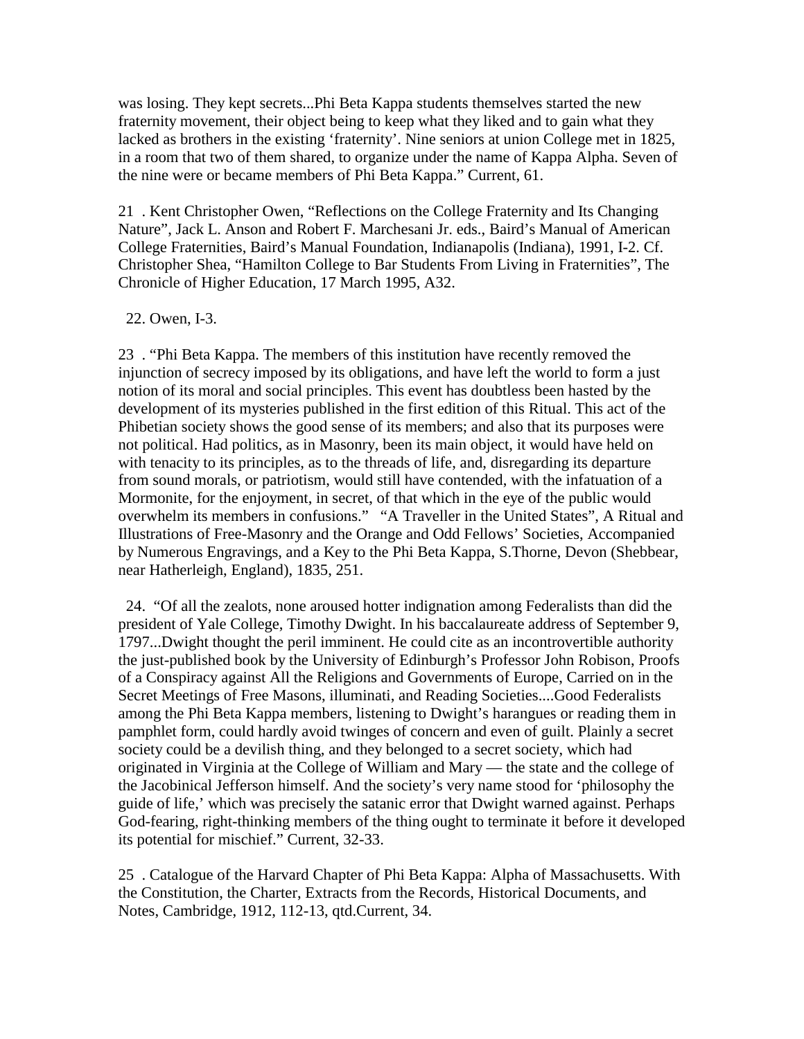was losing. They kept secrets...Phi Beta Kappa students themselves started the new fraternity movement, their object being to keep what they liked and to gain what they lacked as brothers in the existing 'fraternity'. Nine seniors at union College met in 1825, in a room that two of them shared, to organize under the name of Kappa Alpha. Seven of the nine were or became members of Phi Beta Kappa." Current, 61.

21 . Kent Christopher Owen, "Reflections on the College Fraternity and Its Changing Nature", Jack L. Anson and Robert F. Marchesani Jr. eds., Baird's Manual of American College Fraternities, Baird's Manual Foundation, Indianapolis (Indiana), 1991, I-2. Cf. Christopher Shea, "Hamilton College to Bar Students From Living in Fraternities", The Chronicle of Higher Education, 17 March 1995, A32.

22. Owen, I-3.

23 . "Phi Beta Kappa. The members of this institution have recently removed the injunction of secrecy imposed by its obligations, and have left the world to form a just notion of its moral and social principles. This event has doubtless been hasted by the development of its mysteries published in the first edition of this Ritual. This act of the Phibetian society shows the good sense of its members; and also that its purposes were not political. Had politics, as in Masonry, been its main object, it would have held on with tenacity to its principles, as to the threads of life, and, disregarding its departure from sound morals, or patriotism, would still have contended, with the infatuation of a Mormonite, for the enjoyment, in secret, of that which in the eye of the public would overwhelm its members in confusions." "A Traveller in the United States", A Ritual and Illustrations of Free-Masonry and the Orange and Odd Fellows' Societies, Accompanied by Numerous Engravings, and a Key to the Phi Beta Kappa, S.Thorne, Devon (Shebbear, near Hatherleigh, England), 1835, 251.

24. "Of all the zealots, none aroused hotter indignation among Federalists than did the president of Yale College, Timothy Dwight. In his baccalaureate address of September 9, 1797...Dwight thought the peril imminent. He could cite as an incontrovertible authority the just-published book by the University of Edinburgh's Professor John Robison, Proofs of a Conspiracy against All the Religions and Governments of Europe, Carried on in the Secret Meetings of Free Masons, illuminati, and Reading Societies....Good Federalists among the Phi Beta Kappa members, listening to Dwight's harangues or reading them in pamphlet form, could hardly avoid twinges of concern and even of guilt. Plainly a secret society could be a devilish thing, and they belonged to a secret society, which had originated in Virginia at the College of William and Mary — the state and the college of the Jacobinical Jefferson himself. And the society's very name stood for 'philosophy the guide of life,' which was precisely the satanic error that Dwight warned against. Perhaps God-fearing, right-thinking members of the thing ought to terminate it before it developed its potential for mischief." Current, 32-33.

25 . Catalogue of the Harvard Chapter of Phi Beta Kappa: Alpha of Massachusetts. With the Constitution, the Charter, Extracts from the Records, Historical Documents, and Notes, Cambridge, 1912, 112-13, qtd.Current, 34.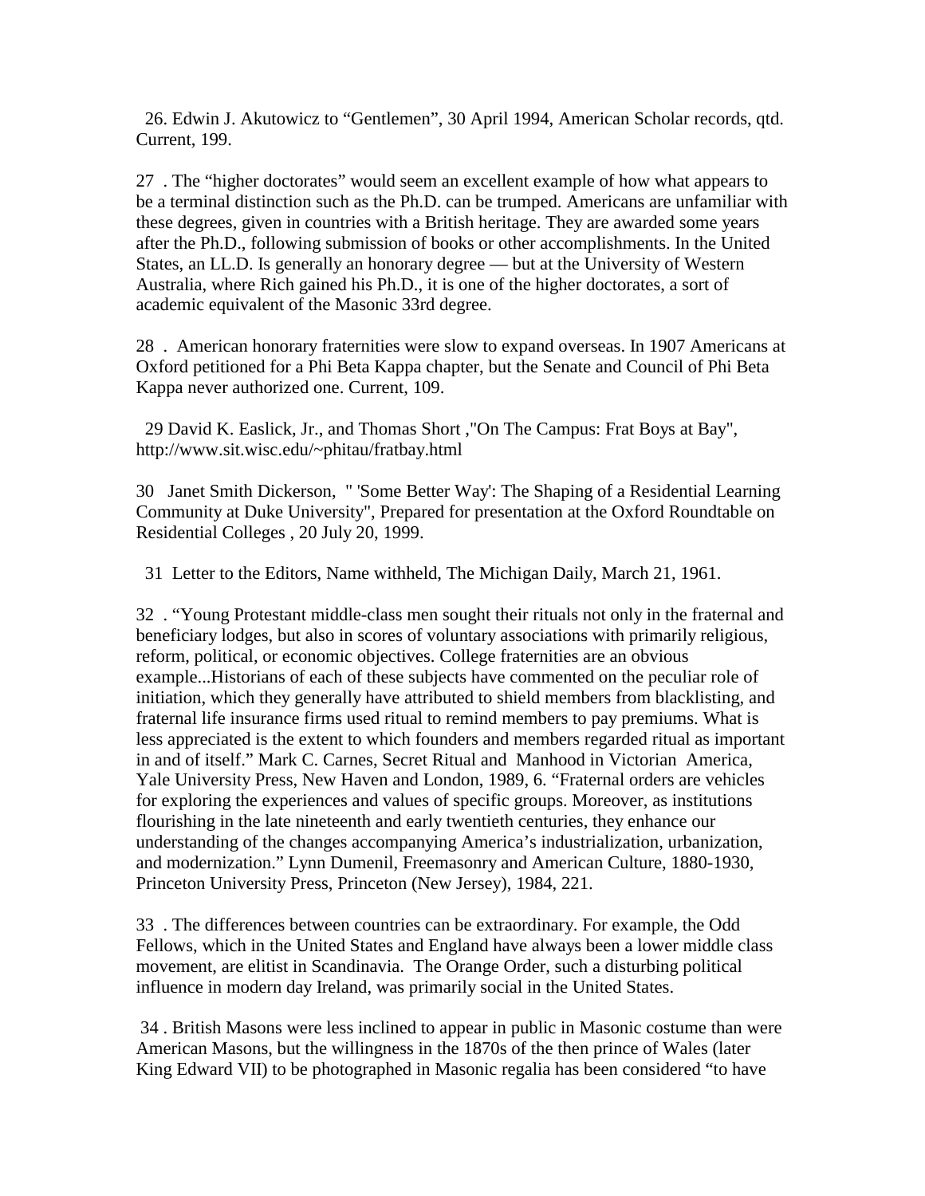26. Edwin J. Akutowicz to “Gentlemen”, 30 April 1994, American Scholar records, qtd. Current, 199.

27 . The “higher doctorates” would seem an excellent example of how what appears to be a terminal distinction such as the Ph.D. can be trumped. Americans are unfamiliar with these degrees, given in countries with a British heritage. They are awarded some years after the Ph.D., following submission of books or other accomplishments. In the United States, an LL.D. Is generally an honorary degree — but at the University of Western Australia, where Rich gained his Ph.D., it is one of the higher doctorates, a sort of academic equivalent of the Masonic 33rd degree.

28 . American honorary fraternities were slow to expand overseas. In 1907 Americans at Oxford petitioned for a Phi Beta Kappa chapter, but the Senate and Council of Phi Beta Kappa never authorized one. Current, 109.

29 David K. Easlick, Jr., and Thomas Short ,"On The Campus: Frat Boys at Bay", http://www.sit.wisc.edu/~phitau/fratbay.html

30 Janet Smith Dickerson, " 'Some Better Way': The Shaping of a Residential Learning Community at Duke University", Prepared for presentation at the Oxford Roundtable on Residential Colleges , 20 July 20, 1999.

31 Letter to the Editors, Name withheld, The Michigan Daily, March 21, 1961.

32 . “Young Protestant middle-class men sought their rituals not only in the fraternal and beneficiary lodges, but also in scores of voluntary associations with primarily religious, reform, political, or economic objectives. College fraternities are an obvious example...Historians of each of these subjects have commented on the peculiar role of initiation, which they generally have attributed to shield members from blacklisting, and fraternal life insurance firms used ritual to remind members to pay premiums. What is less appreciated is the extent to which founders and members regarded ritual as important in and of itself.” Mark C. Carnes, Secret Ritual and Manhood in Victorian America, Yale University Press, New Haven and London, 1989, 6. “Fraternal orders are vehicles for exploring the experiences and values of specific groups. Moreover, as institutions flourishing in the late nineteenth and early twentieth centuries, they enhance our understanding of the changes accompanying America’s industrialization, urbanization, and modernization.” Lynn Dumenil, Freemasonry and American Culture, 1880-1930, Princeton University Press, Princeton (New Jersey), 1984, 221.

33 . The differences between countries can be extraordinary. For example, the Odd Fellows, which in the United States and England have always been a lower middle class movement, are elitist in Scandinavia. The Orange Order, such a disturbing political influence in modern day Ireland, was primarily social in the United States.

34 . British Masons were less inclined to appear in public in Masonic costume than were American Masons, but the willingness in the 1870s of the then prince of Wales (later King Edward VII) to be photographed in Masonic regalia has been considered “to have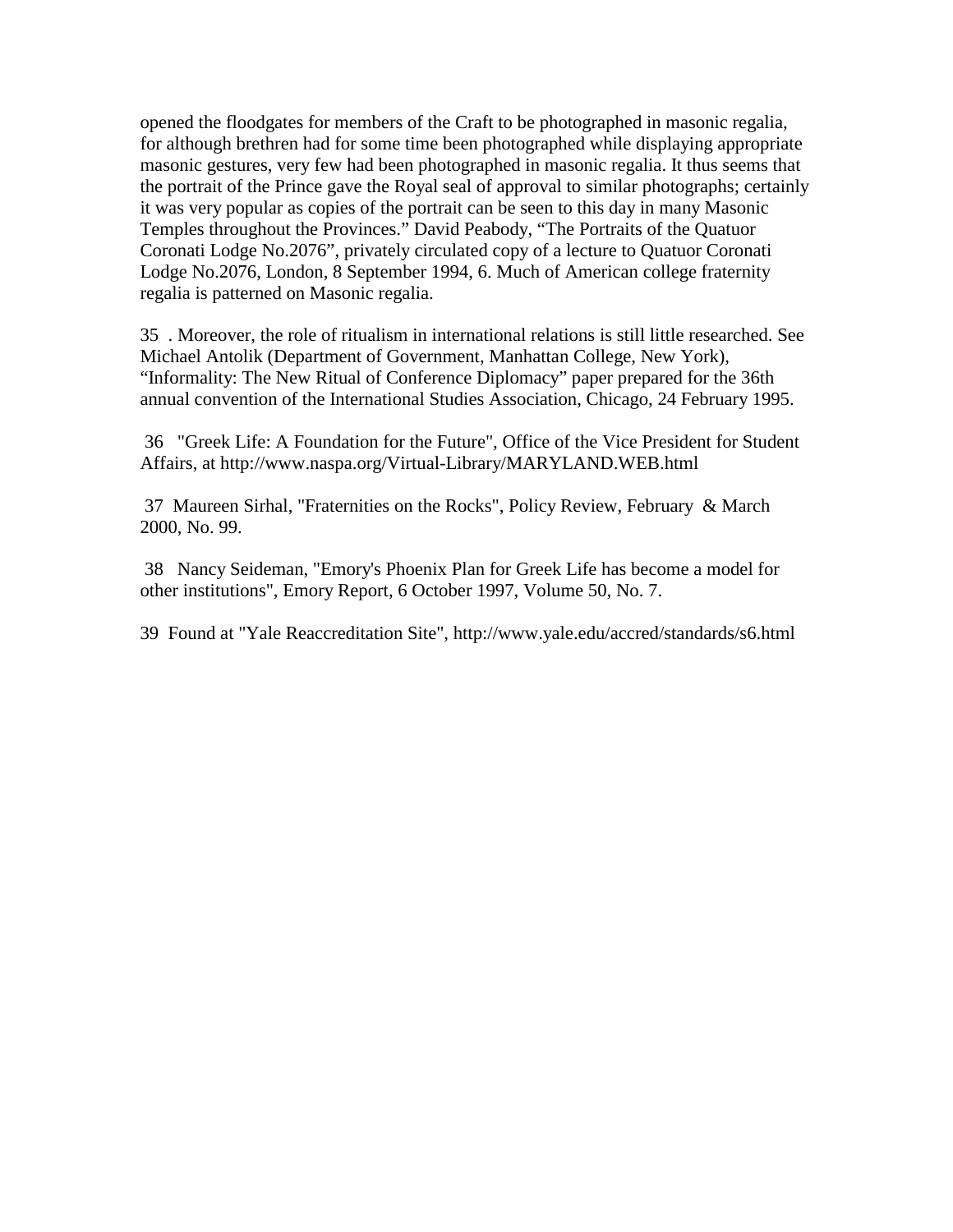opened the floodgates for members of the Craft to be photographed in masonic regalia, for although brethren had for some time been photographed while displaying appropriate masonic gestures, very few had been photographed in masonic regalia. It thus seems that the portrait of the Prince gave the Royal seal of approval to similar photographs; certainly it was very popular as copies of the portrait can be seen to this day in many Masonic Temples throughout the Provinces." David Peabody, "The Portraits of the Quatuor Coronati Lodge No.2076", privately circulated copy of a lecture to Quatuor Coronati Lodge No.2076, London, 8 September 1994, 6. Much of American college fraternity regalia is patterned on Masonic regalia.

35 . Moreover, the role of ritualism in international relations is still little researched. See Michael Antolik (Department of Government, Manhattan College, New York), "Informality: The New Ritual of Conference Diplomacy" paper prepared for the 36th annual convention of the International Studies Association, Chicago, 24 February 1995.

36 "Greek Life: A Foundation for the Future", Office of the Vice President for Student Affairs, at http://www.naspa.org/Virtual-Library/MARYLAND.WEB.html

37 Maureen Sirhal, "Fraternities on the Rocks", Policy Review, February & March 2000, No. 99.

38 Nancy Seideman, "Emory's Phoenix Plan for Greek Life has become a model for other institutions", Emory Report, 6 October 1997, Volume 50, No. 7.

39 Found at "Yale Reaccreditation Site", http://www.yale.edu/accred/standards/s6.html